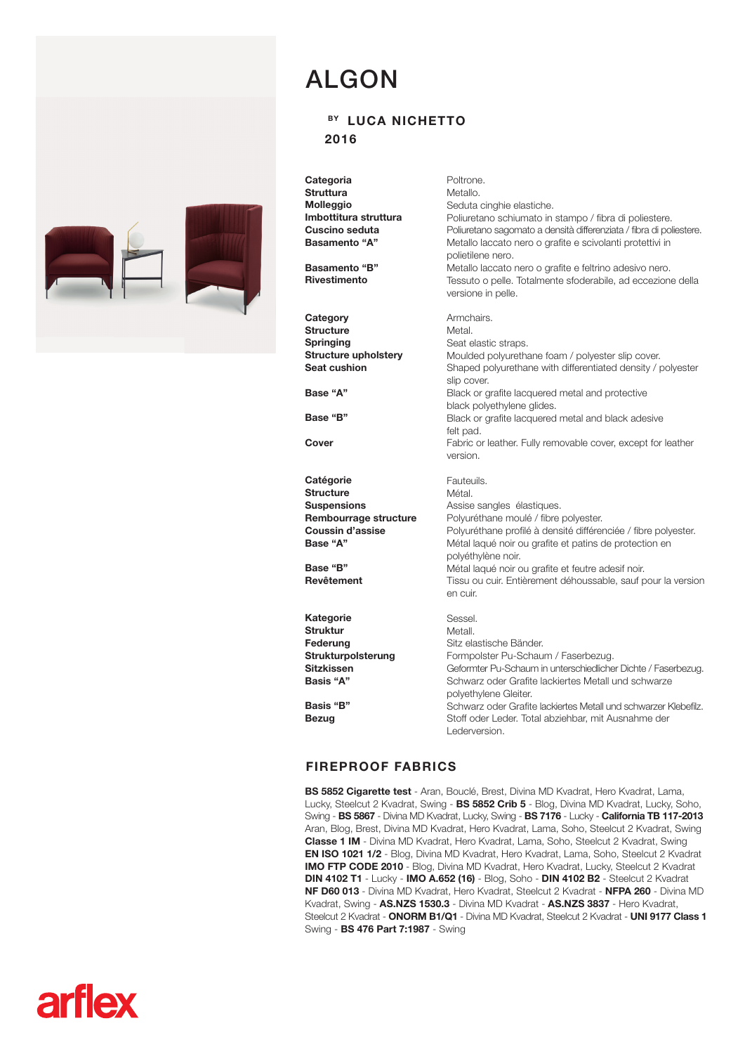# ALGON

BY **LUCA NICHETTO**

**2016**

| | |
|---|---|
| **Categoria** | Poltrone. |
| **Struttura** | Metallo. |
| **Molleggio** | Seduta cinghie elastiche. |
| **Imbottitura struttura** | Poliuretano schiumato in stampo / fibra di poliestere. |
| **Cuscino seduta** | Poliuretano sagomato a densità differenziata / fibra di poliestere. |
| **Basamento "A"** | Metallo laccato nero o grafite e scivolanti protettivi in polietilene nero. |
| **Basamento "B"** | Metallo laccato nero o grafite e feltrino adesivo nero. |
| **Rivestimento** | Tessuto o pelle. Totalmente sfoderabile, ad eccezione della versione in pelle. |

| | |
|---|---|
| **Category** | Armchairs. |
| **Structure** | Metal. |
| **Springing** | Seat elastic straps. |
| **Structure upholstery** | Moulded polyurethane foam / polyester slip cover. |
| **Seat cushion** | Shaped polyurethane with differentiated density / polyester slip cover. |
| **Base "A"** | Black or grafite lacquered metal and protective black polyethylene glides. |
| **Base "B"** | Black or grafite lacquered metal and black adesive felt pad. |
| **Cover** | Fabric or leather. Fully removable cover, except for leather version. |

| | |
|---|---|
| **Catégorie** | Fauteuils. |
| **Structure** | Métal. |
| **Suspensions** | Assise sangles élastiques. |
| **Rembourrage structure** | Polyuréthane moulé / fibre polyester. |
| **Coussin d'assise** | Polyuréthane profilé à densité différenciée / fibre polyester. |
| **Base "A"** | Métal laqué noir ou grafite et patins de protection en polyéthylène noir. |
| **Base "B"** | Métal laqué noir ou grafite et feutre adesif noir. |
| **Revêtement** | Tissu ou cuir. Entièrement déhoussable, sauf pour la version en cuir. |

| | |
|---|---|
| **Kategorie** | Sessel. |
| **Struktur** | Metall. |
| **Federung** | Sitz elastische Bänder. |
| **Strukturpolsterung** | Formpolster Pu-Schaum / Faserbezug. |
| **Sitzkissen** | Geformter Pu-Schaum in unterschiedlicher Dichte / Faserbezug. |
| **Basis "A"** | Schwarz oder Grafite lackiertes Metall und schwarze polyethylene Gleiter. |
| **Basis "B"** | Schwarz oder Grafite lackiertes Metall und schwarzer Klebefilz. |
| **Bezug** | Stoff oder Leder. Total abziehbar, mit Ausnahme der Lederversion. |

## FIREPROOF FABRICS

**BS 5852 Cigarette test** - Aran, Bouclé, Brest, Divina MD Kvadrat, Hero Kvadrat, Lama, Lucky, Steelcut 2 Kvadrat, Swing - **BS 5852 Crib 5** - Blog, Divina MD Kvadrat, Lucky, Soho, Swing - **BS 5867** - Divina MD Kvadrat, Lucky, Swing - **BS 7176** - Lucky - **California TB 117-2013** Aran, Blog, Brest, Divina MD Kvadrat, Hero Kvadrat, Lama, Soho, Steelcut 2 Kvadrat, Swing **Classe 1 IM** - Divina MD Kvadrat, Hero Kvadrat, Lama, Soho, Steelcut 2 Kvadrat, Swing **EN ISO 1021 1/2** - Blog, Divina MD Kvadrat, Hero Kvadrat, Lama, Soho, Steelcut 2 Kvadrat **IMO FTP CODE 2010** - Blog, Divina MD Kvadrat, Hero Kvadrat, Lucky, Steelcut 2 Kvadrat **DIN 4102 T1** - Lucky - **IMO A.652 (16)** - Blog, Soho - **DIN 4102 B2** - Steelcut 2 Kvadrat **NF D60 013** - Divina MD Kvadrat, Hero Kvadrat, Steelcut 2 Kvadrat - **NFPA 260** - Divina MD Kvadrat, Swing - **AS.NZS 1530.3** - Divina MD Kvadrat - **AS.NZS 3837** - Hero Kvadrat, Steelcut 2 Kvadrat - **ONORM B1/Q1** - Divina MD Kvadrat, Steelcut 2 Kvadrat - **UNI 9177 Class 1** Swing - **BS 476 Part 7:1987** - Swing

arflex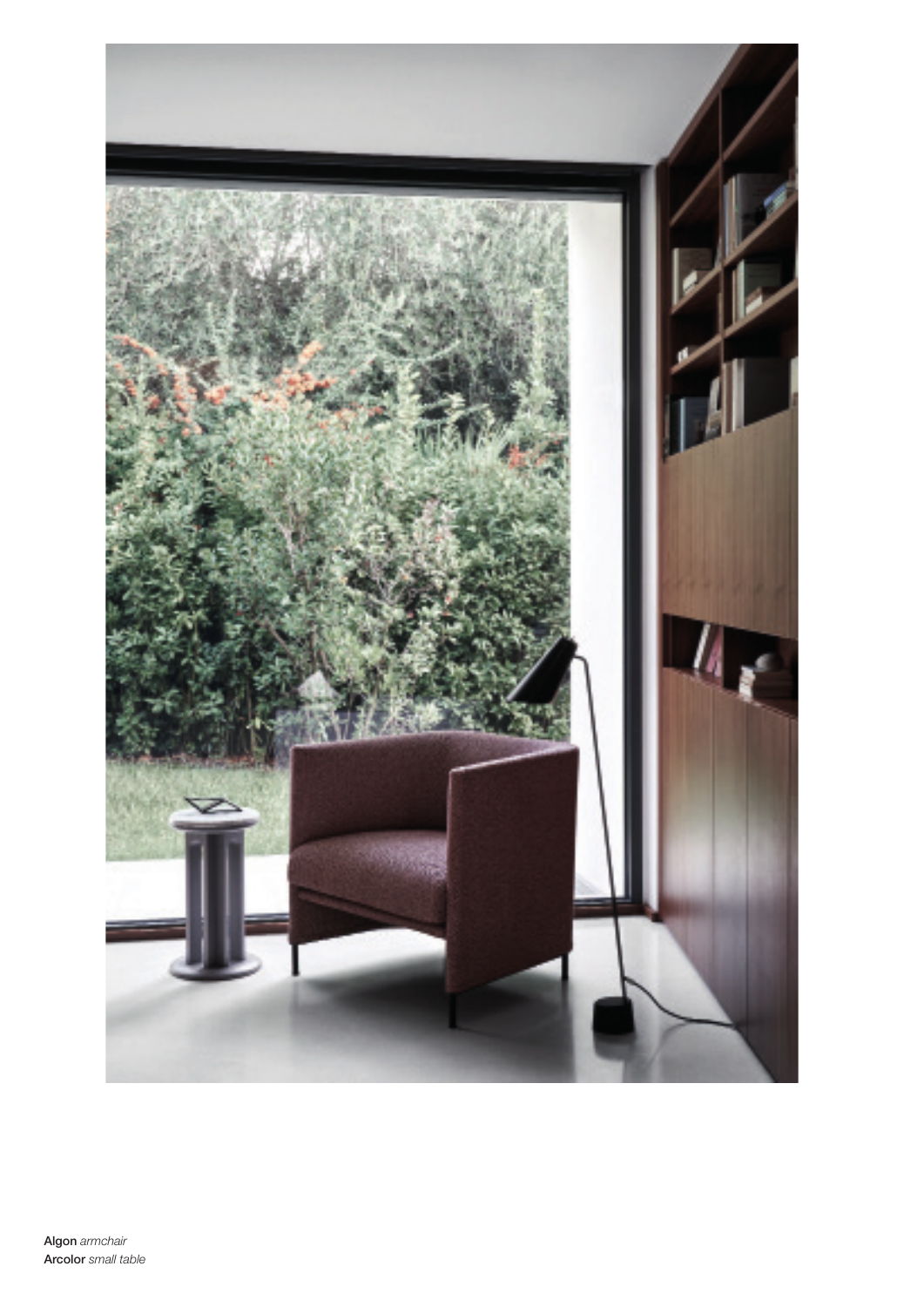**Algon** *armchair*
**Arcolor** *small table*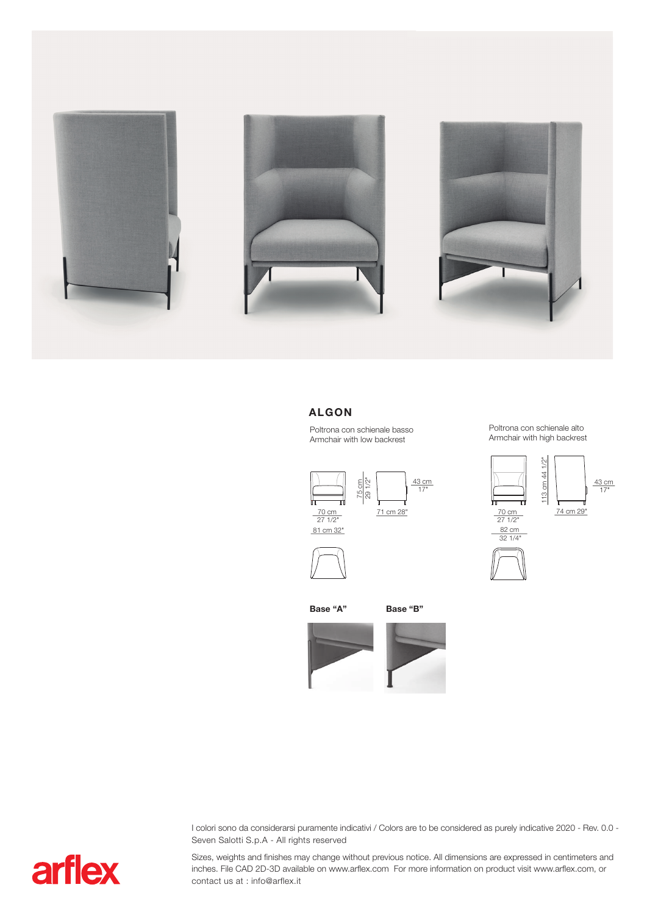## ALGON

Poltrona con schienale basso
Armchair with low backrest

75 cm
29 1/2"

43 cm
17"

70 cm
27 1/2"

71 cm 28"

81 cm 32"

Poltrona con schienale alto
Armchair with high backrest

113 cm 44 1/2"

43 cm
17"

70 cm
27 1/2"

74 cm 29"

82 cm
32 1/4"

**Base "A"**

**Base "B"**

I colori sono da considerarsi puramente indicativi / Colors are to be considered as purely indicative 2020 - Rev. 0.0 - Seven Salotti S.p.A - All rights reserved

Sizes, weights and finishes may change without previous notice. All dimensions are expressed in centimeters and inches. File CAD 2D-3D available on www.arflex.com For more information on product visit www.arflex.com, or contact us at : info@arflex.it

arflex